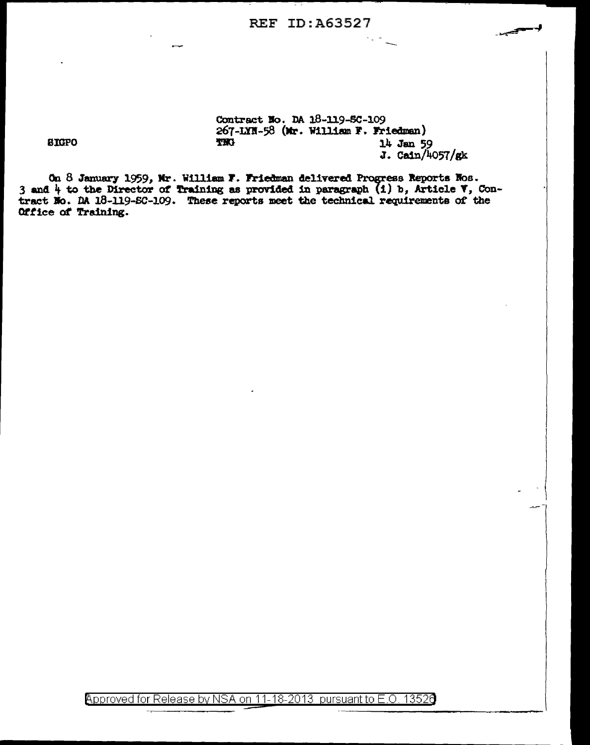REF ID:A63527

Contract No. DA 18-119-SC-109
267-LYN-58 (Mr. William F. Friedman)

SIGPO

TNG

14 Jan 59
J. Cain/4057/gk

On 8 January 1959, Mr. William F. Friedman delivered Progress Reports Nos. 3 and 4 to the Director of Training as provided in paragraph (1) b, Article V, Contract No. DA 18-119-SC-109. These reports meet the technical requirements of the Office of Training.

Approved for Release by NSA on 11-18-2013 pursuant to E.O. 13526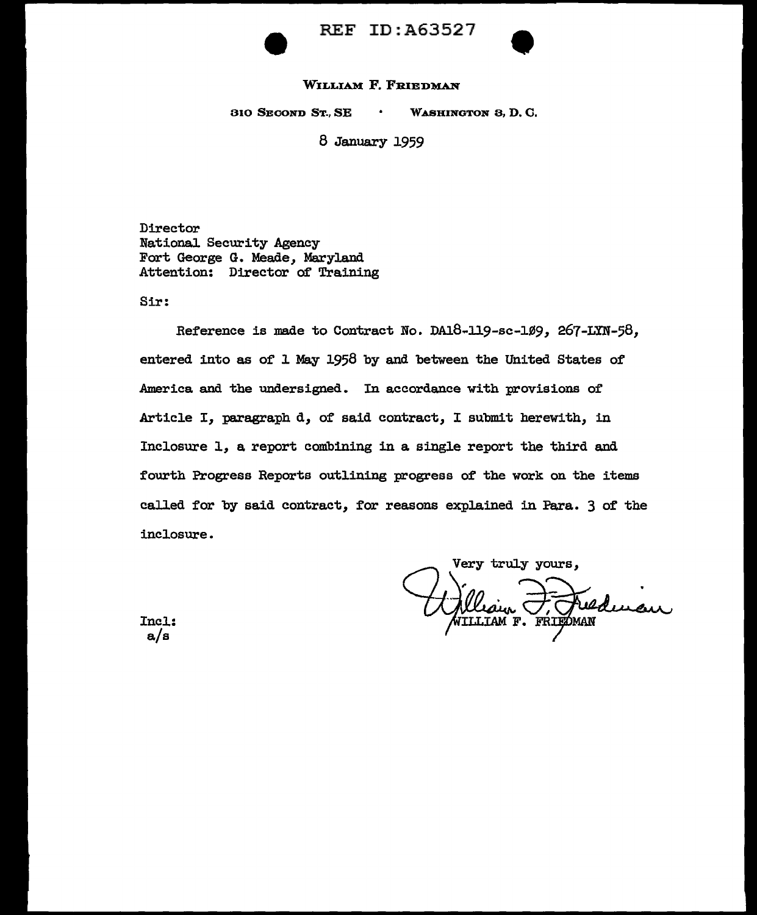REF ID:A63527

**WILLIAM F. FRIEDMAN**

310 SECOND ST., SE • WASHINGTON 3, D. C.

8 January 1959

Director
National Security Agency
Fort George G. Meade, Maryland
Attention: Director of Training

Sir:

Reference is made to Contract No. DA18-119-sc-1Ø9, 267-LYN-58, entered into as of 1 May 1958 by and between the United States of America and the undersigned. In accordance with provisions of Article I, paragraph d, of said contract, I submit herewith, in Inclosure 1, a report combining in a single report the third and fourth Progress Reports outlining progress of the work on the items called for by said contract, for reasons explained in Para. 3 of the inclosure.

Very truly yours,

William F. Friedman
WILLIAM F. FRIEDMAN

Incl:
a/s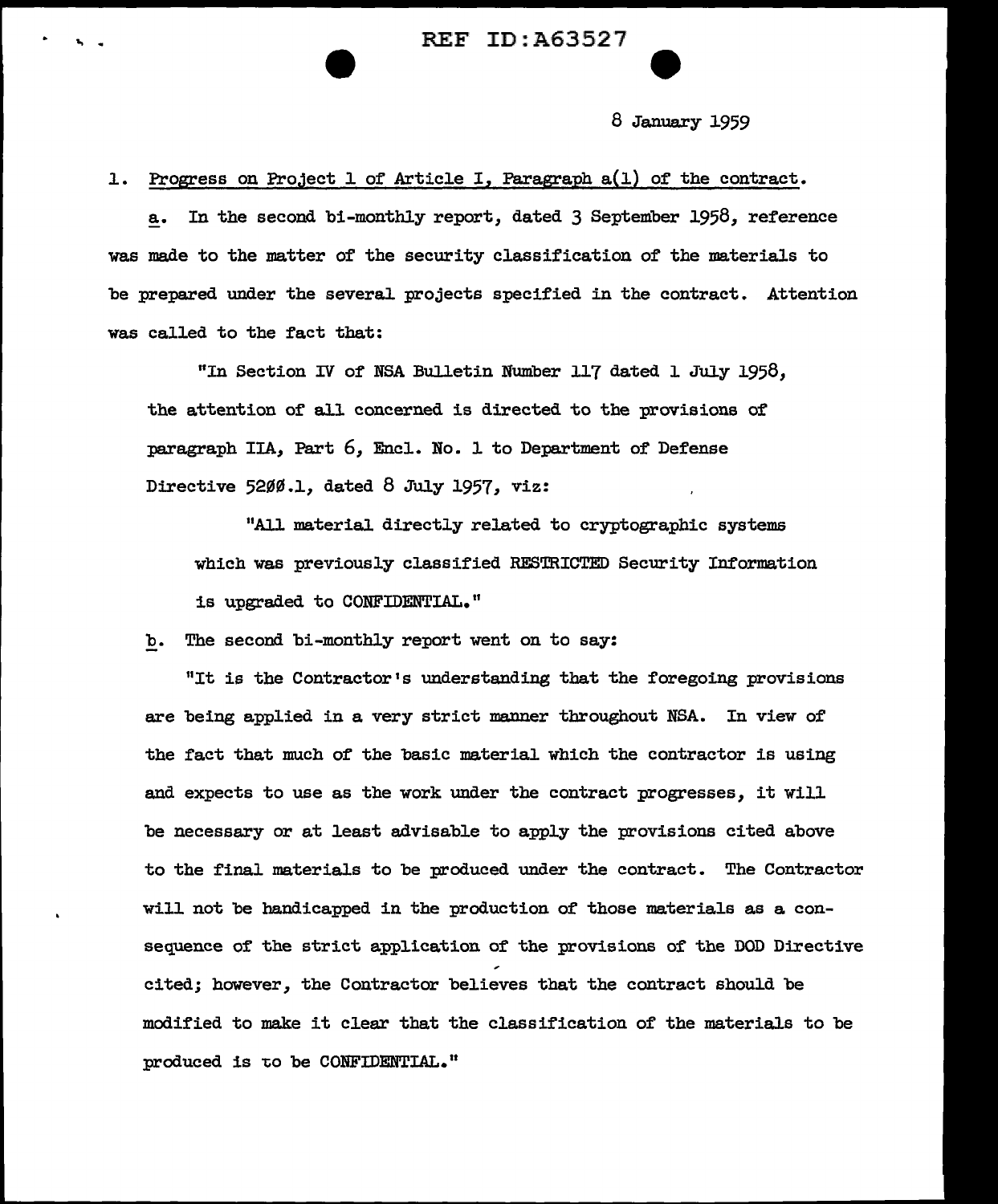8 January 1959

1. Progress on Project 1 of Article I, Paragraph a(1) of the contract.

a. In the second bi-monthly report, dated 3 September 1958, reference was made to the matter of the security classification of the materials to be prepared under the several projects specified in the contract. Attention was called to the fact that:

> "In Section IV of NSA Bulletin Number 117 dated 1 July 1958, the attention of all concerned is directed to the provisions of paragraph IIA, Part 6, Encl. No. 1 to Department of Defense Directive 5200.1, dated 8 July 1957, viz:
>
> > "All material directly related to cryptographic systems which was previously classified RESTRICTED Security Information is upgraded to CONFIDENTIAL."

b. The second bi-monthly report went on to say:

> "It is the Contractor's understanding that the foregoing provisions are being applied in a very strict manner throughout NSA. In view of the fact that much of the basic material which the contractor is using and expects to use as the work under the contract progresses, it will be necessary or at least advisable to apply the provisions cited above to the final materials to be produced under the contract. The Contractor will not be handicapped in the production of those materials as a consequence of the strict application of the provisions of the DOD Directive cited; however, the Contractor believes that the contract should be modified to make it clear that the classification of the materials to be produced is to be CONFIDENTIAL."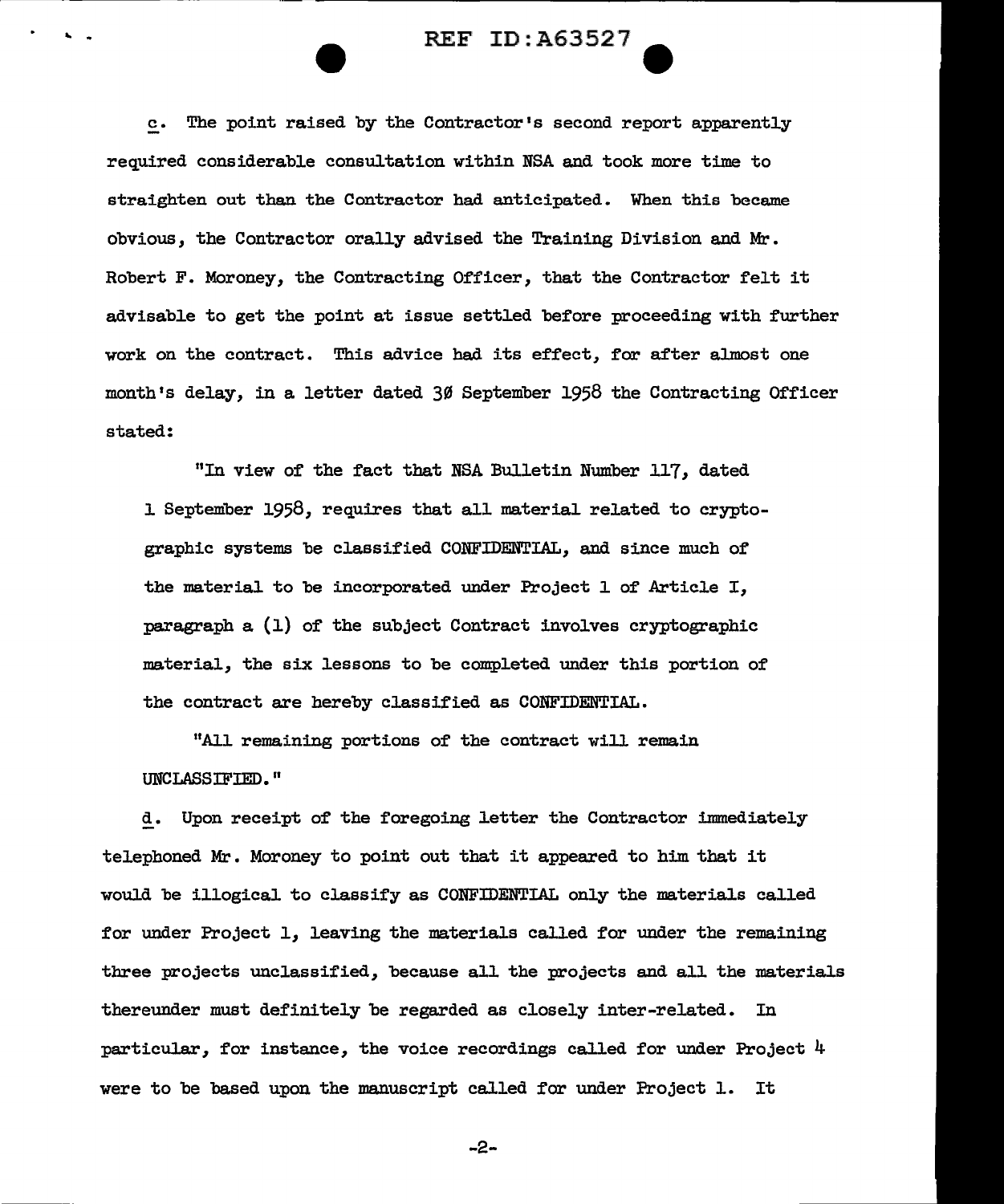c. The point raised by the Contractor's second report apparently required considerable consultation within NSA and took more time to straighten out than the Contractor had anticipated. When this became obvious, the Contractor orally advised the Training Division and Mr. Robert F. Moroney, the Contracting Officer, that the Contractor felt it advisable to get the point at issue settled before proceeding with further work on the contract. This advice had its effect, for after almost one month's delay, in a letter dated 30 September 1958 the Contracting Officer stated:

"In view of the fact that NSA Bulletin Number 117, dated 1 September 1958, requires that all material related to cryptographic systems be classified CONFIDENTIAL, and since much of the material to be incorporated under Project 1 of Article I, paragraph a (1) of the subject Contract involves cryptographic material, the six lessons to be completed under this portion of the contract are hereby classified as CONFIDENTIAL.

"All remaining portions of the contract will remain UNCLASSIFIED."

d. Upon receipt of the foregoing letter the Contractor immediately telephoned Mr. Moroney to point out that it appeared to him that it would be illogical to classify as CONFIDENTIAL only the materials called for under Project 1, leaving the materials called for under the remaining three projects unclassified, because all the projects and all the materials thereunder must definitely be regarded as closely inter-related. In particular, for instance, the voice recordings called for under Project 4 were to be based upon the manuscript called for under Project 1. It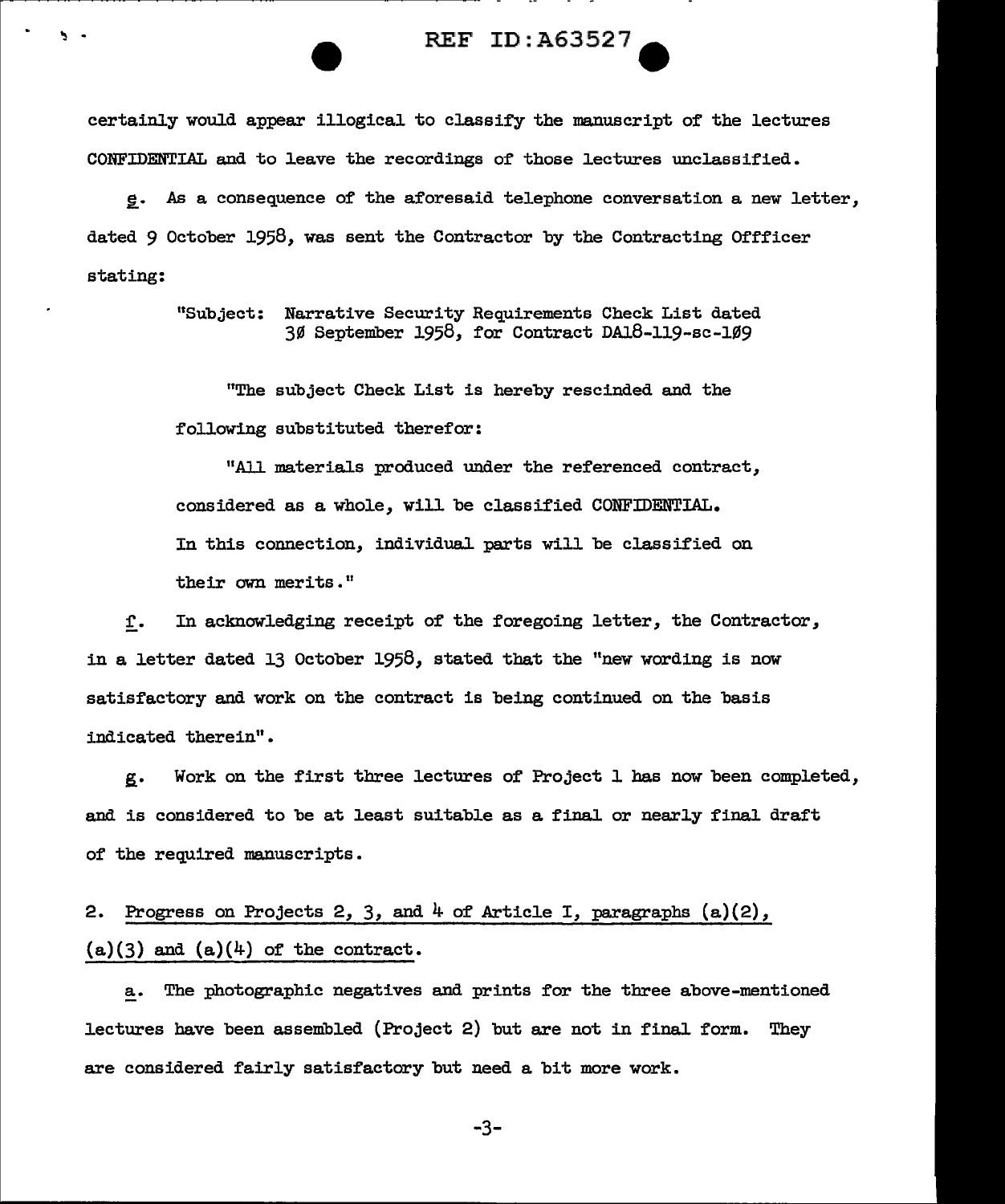certainly would appear illogical to classify the manuscript of the lectures CONFIDENTIAL and to leave the recordings of those lectures unclassified.

e. As a consequence of the aforesaid telephone conversation a new letter, dated 9 October 1958, was sent the Contractor by the Contracting Offficer stating:

> "Subject: Narrative Security Requirements Check List dated 3Ø September 1958, for Contract DA18-119-sc-1Ø9
>
> "The subject Check List is hereby rescinded and the following substituted therefor:
>
> "All materials produced under the referenced contract, considered as a whole, will be classified CONFIDENTIAL. In this connection, individual parts will be classified on their own merits."

f. In acknowledging receipt of the foregoing letter, the Contractor, in a letter dated 13 October 1958, stated that the "new wording is now satisfactory and work on the contract is being continued on the basis indicated therein".

g. Work on the first three lectures of Project 1 has now been completed, and is considered to be at least suitable as a final or nearly final draft of the required manuscripts.

2. Progress on Projects 2, 3, and 4 of Article I, paragraphs (a)(2), (a)(3) and (a)(4) of the contract.

a. The photographic negatives and prints for the three above-mentioned lectures have been assembled (Project 2) but are not in final form. They are considered fairly satisfactory but need a bit more work.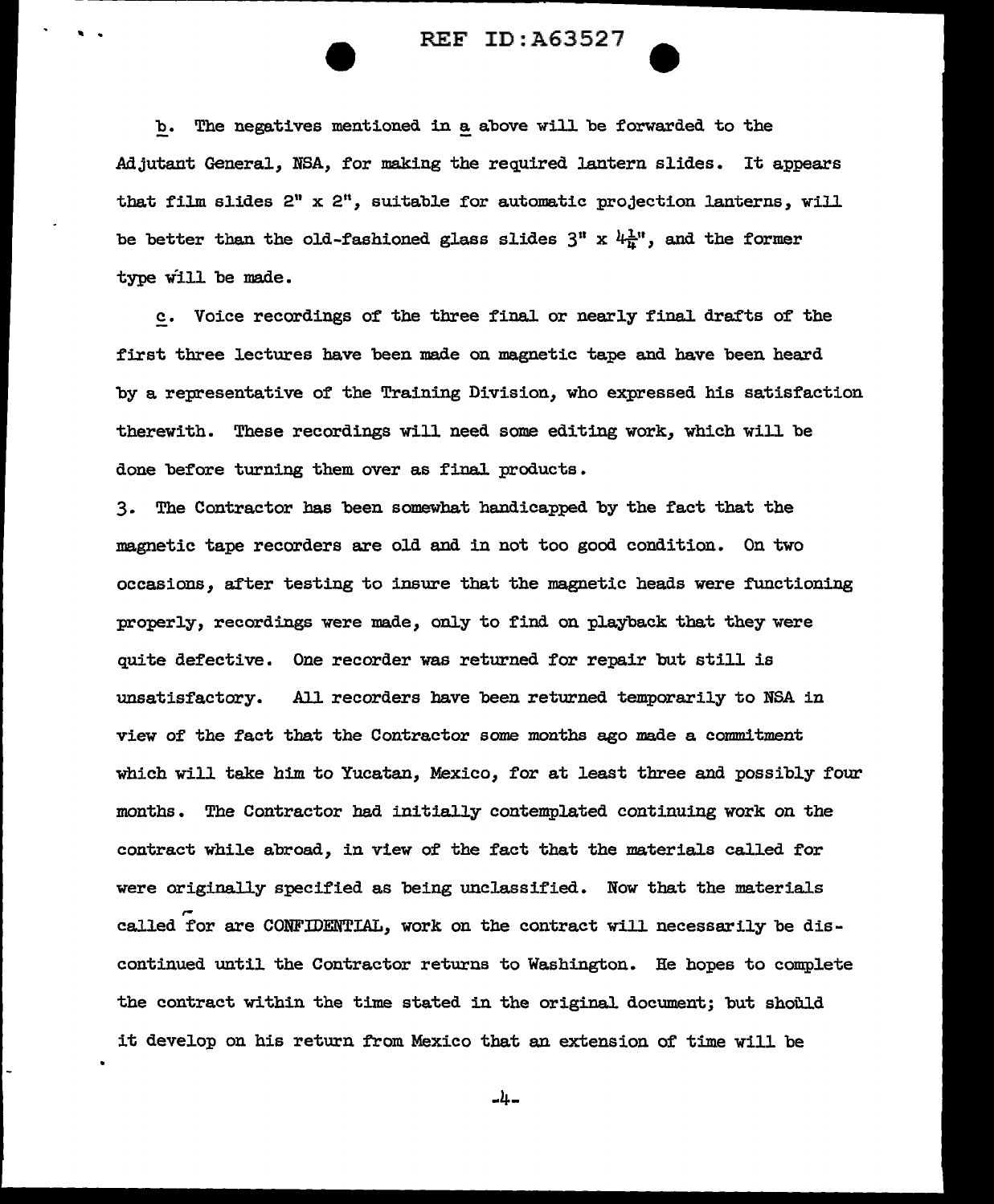b. The negatives mentioned in a above will be forwarded to the Adjutant General, NSA, for making the required lantern slides. It appears that film slides 2" x 2", suitable for automatic projection lanterns, will be better than the old-fashioned glass slides 3" x $4\frac{1}{4}$", and the former type will be made.

c. Voice recordings of the three final or nearly final drafts of the first three lectures have been made on magnetic tape and have been heard by a representative of the Training Division, who expressed his satisfaction therewith. These recordings will need some editing work, which will be done before turning them over as final products.

3. The Contractor has been somewhat handicapped by the fact that the magnetic tape recorders are old and in not too good condition. On two occasions, after testing to insure that the magnetic heads were functioning properly, recordings were made, only to find on playback that they were quite defective. One recorder was returned for repair but still is unsatisfactory. All recorders have been returned temporarily to NSA in view of the fact that the Contractor some months ago made a commitment which will take him to Yucatan, Mexico, for at least three and possibly four months. The Contractor had initially contemplated continuing work on the contract while abroad, in view of the fact that the materials called for were originally specified as being unclassified. Now that the materials called for are CONFIDENTIAL, work on the contract will necessarily be discontinued until the Contractor returns to Washington. He hopes to complete the contract within the time stated in the original document; but should it develop on his return from Mexico that an extension of time will be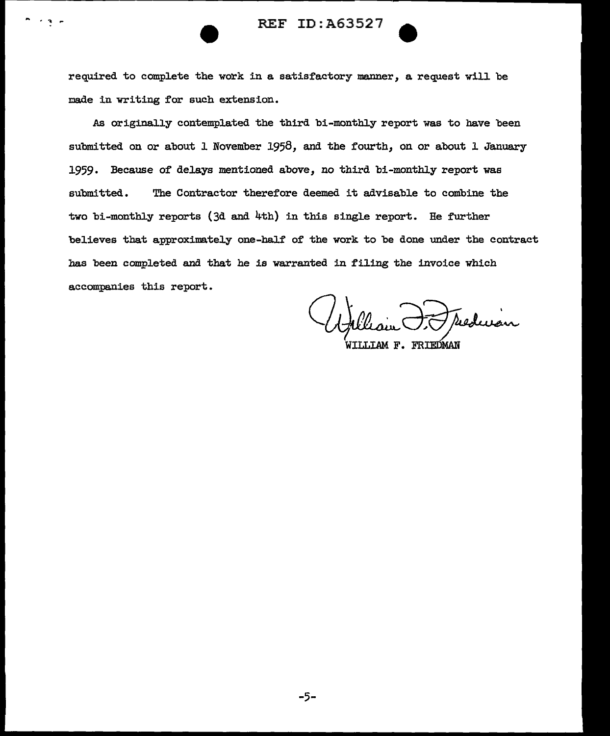required to complete the work in a satisfactory manner, a request will be made in writing for such extension.

As originally contemplated the third bi-monthly report was to have been submitted on or about 1 November 1958, and the fourth, on or about 1 January 1959. Because of delays mentioned above, no third bi-monthly report was submitted. The Contractor therefore deemed it advisable to combine the two bi-monthly reports (3d and 4th) in this single report. He further believes that approximately one-half of the work to be done under the contract has been completed and that he is warranted in filing the invoice which accompanies this report.

William F. Friedman

WILLIAM F. FRIEDMAN